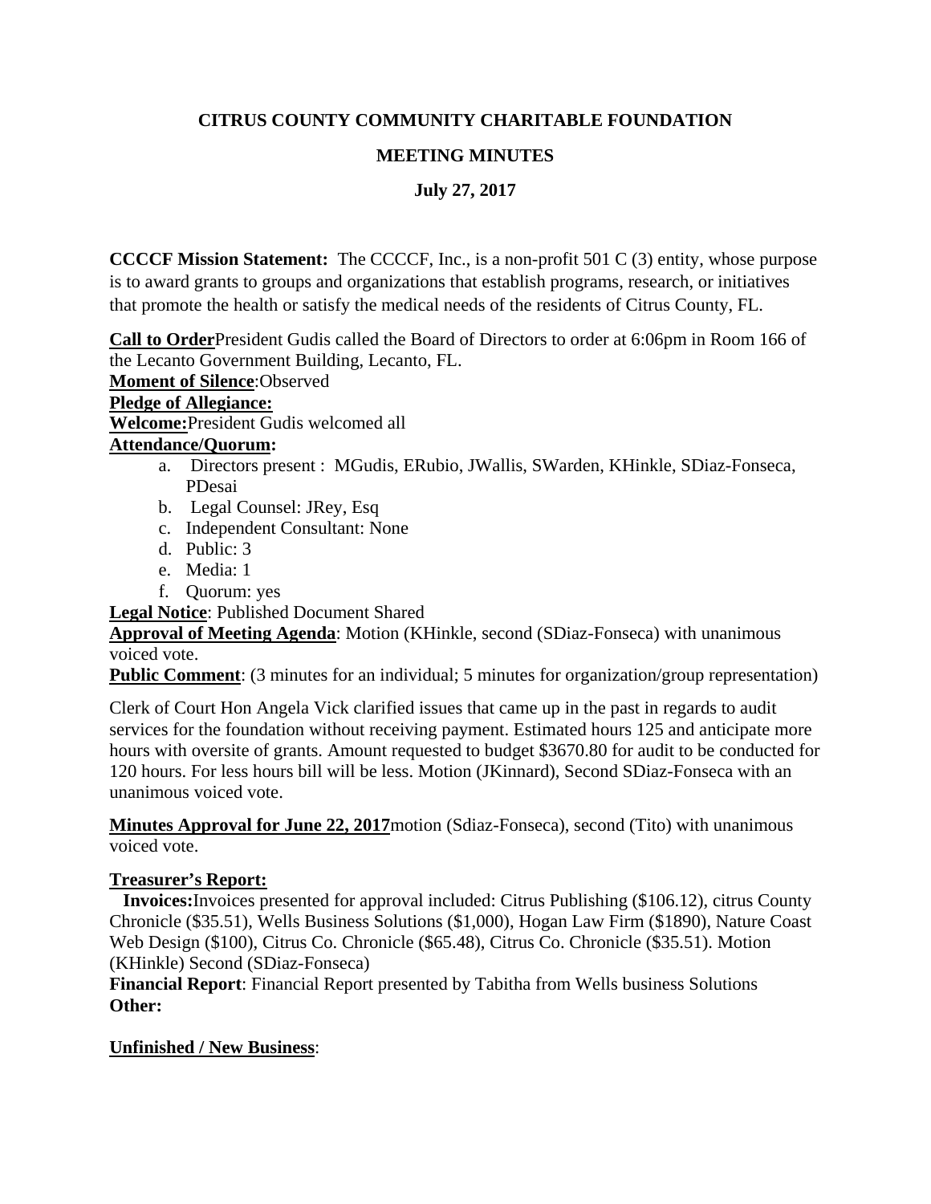**CITRUS COUNTY COMMUNITY CHARITABLE FOUNDATION**

**MEETING MINUTES**

**July 27, 2017**

**CCCCF Mission Statement:** The CCCCF, Inc., is a non-profit 501 C (3) entity, whose purpose is to award grants to groups and organizations that establish programs, research, or initiatives that promote the health or satisfy the medical needs of the residents of Citrus County, FL.

**Call to Order**President Gudis called the Board of Directors to order at 6:06pm in Room 166 of the Lecanto Government Building, Lecanto, FL.

**Moment of Silence**:Observed

**Pledge of Allegiance:**

**Welcome:**President Gudis welcomed all

**Attendance/Quorum:**

a. Directors present : MGudis, ERubio, JWallis, SWarden, KHinkle, SDiaz-Fonseca, PDesai
b. Legal Counsel: JRey, Esq
c. Independent Consultant: None
d. Public: 3
e. Media: 1
f. Quorum: yes

**Legal Notice**: Published Document Shared

**Approval of Meeting Agenda**: Motion (KHinkle, second (SDiaz-Fonseca) with unanimous voiced vote.

**Public Comment**: (3 minutes for an individual; 5 minutes for organization/group representation)

Clerk of Court Hon Angela Vick clarified issues that came up in the past in regards to audit services for the foundation without receiving payment. Estimated hours 125 and anticipate more hours with oversite of grants. Amount requested to budget $3670.80 for audit to be conducted for 120 hours. For less hours bill will be less. Motion (JKinnard), Second SDiaz-Fonseca with an unanimous voiced vote.

**Minutes Approval for June 22, 2017**motion (Sdiaz-Fonseca), second (Tito) with unanimous voiced vote.

**Treasurer's Report:**

**Invoices:**Invoices presented for approval included: Citrus Publishing ($106.12), citrus County Chronicle ($35.51), Wells Business Solutions ($1,000), Hogan Law Firm ($1890), Nature Coast Web Design ($100), Citrus Co. Chronicle ($65.48), Citrus Co. Chronicle ($35.51). Motion (KHinkle) Second (SDiaz-Fonseca)

**Financial Report**: Financial Report presented by Tabitha from Wells business Solutions

**Other:**

**Unfinished / New Business**: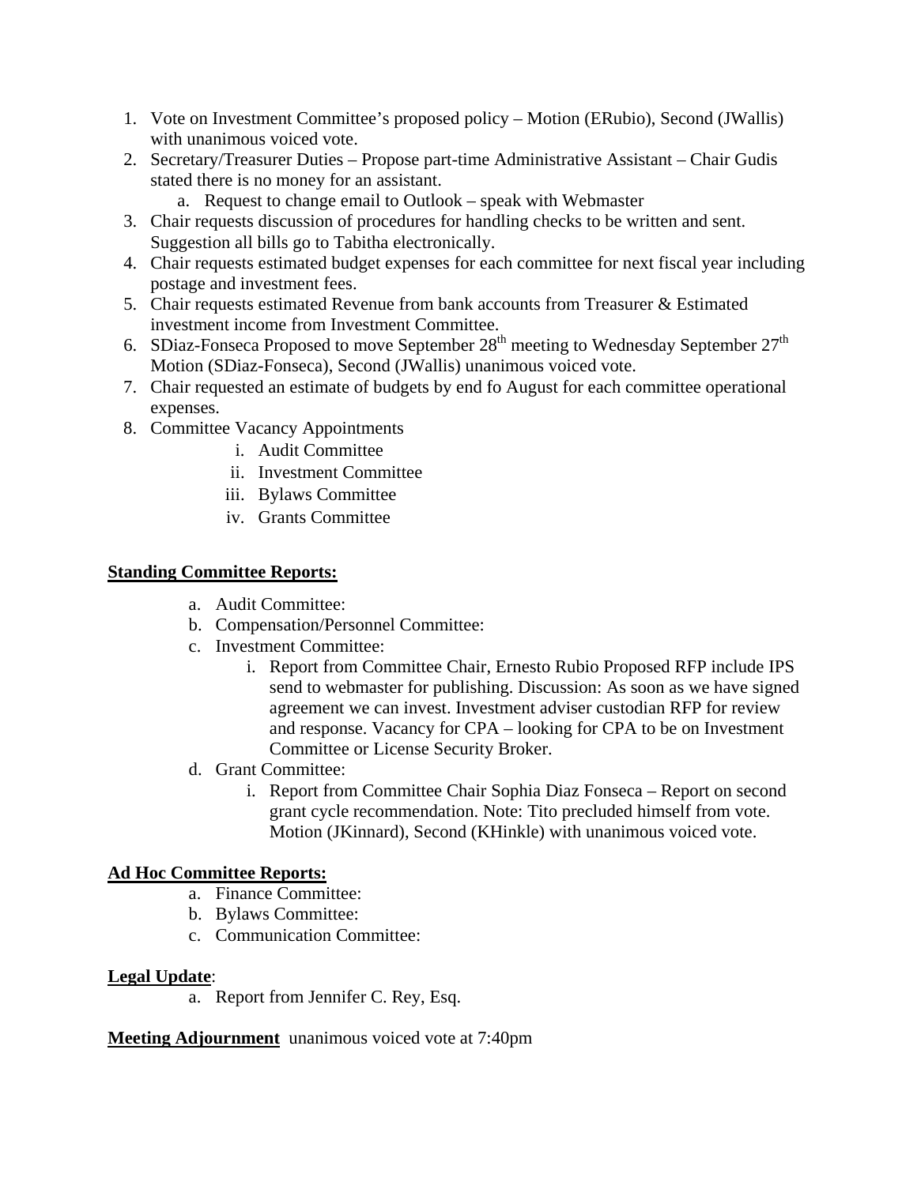1. Vote on Investment Committee's proposed policy – Motion (ERubio), Second (JWallis) with unanimous voiced vote.
2. Secretary/Treasurer Duties – Propose part-time Administrative Assistant – Chair Gudis stated there is no money for an assistant.
    a. Request to change email to Outlook – speak with Webmaster
3. Chair requests discussion of procedures for handling checks to be written and sent. Suggestion all bills go to Tabitha electronically.
4. Chair requests estimated budget expenses for each committee for next fiscal year including postage and investment fees.
5. Chair requests estimated Revenue from bank accounts from Treasurer & Estimated investment income from Investment Committee.
6. SDiaz-Fonseca Proposed to move September 28th meeting to Wednesday September 27th Motion (SDiaz-Fonseca), Second (JWallis) unanimous voiced vote.
7. Chair requested an estimate of budgets by end fo August for each committee operational expenses.
8. Committee Vacancy Appointments
    i. Audit Committee
    ii. Investment Committee
    iii. Bylaws Committee
    iv. Grants Committee

**Standing Committee Reports:**

a. Audit Committee:
b. Compensation/Personnel Committee:
c. Investment Committee:
    i. Report from Committee Chair, Ernesto Rubio Proposed RFP include IPS send to webmaster for publishing. Discussion: As soon as we have signed agreement we can invest. Investment adviser custodian RFP for review and response. Vacancy for CPA – looking for CPA to be on Investment Committee or License Security Broker.
d. Grant Committee:
    i. Report from Committee Chair Sophia Diaz Fonseca – Report on second grant cycle recommendation. Note: Tito precluded himself from vote. Motion (JKinnard), Second (KHinkle) with unanimous voiced vote.

**Ad Hoc Committee Reports:**

a. Finance Committee:
b. Bylaws Committee:
c. Communication Committee:

**Legal Update**:

a. Report from Jennifer C. Rey, Esq.

**Meeting Adjournment** unanimous voiced vote at 7:40pm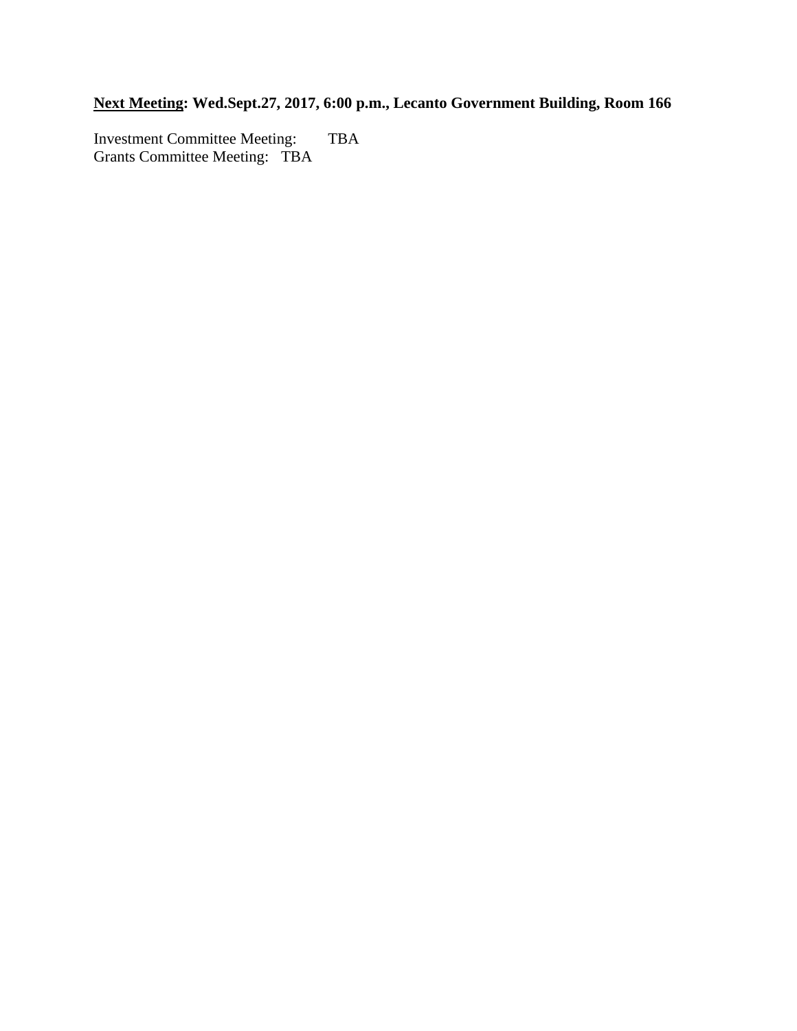**<u>Next Meeting</u>: Wed.Sept.27, 2017, 6:00 p.m., Lecanto Government Building, Room 166**

Investment Committee Meeting: TBA
Grants Committee Meeting: TBA